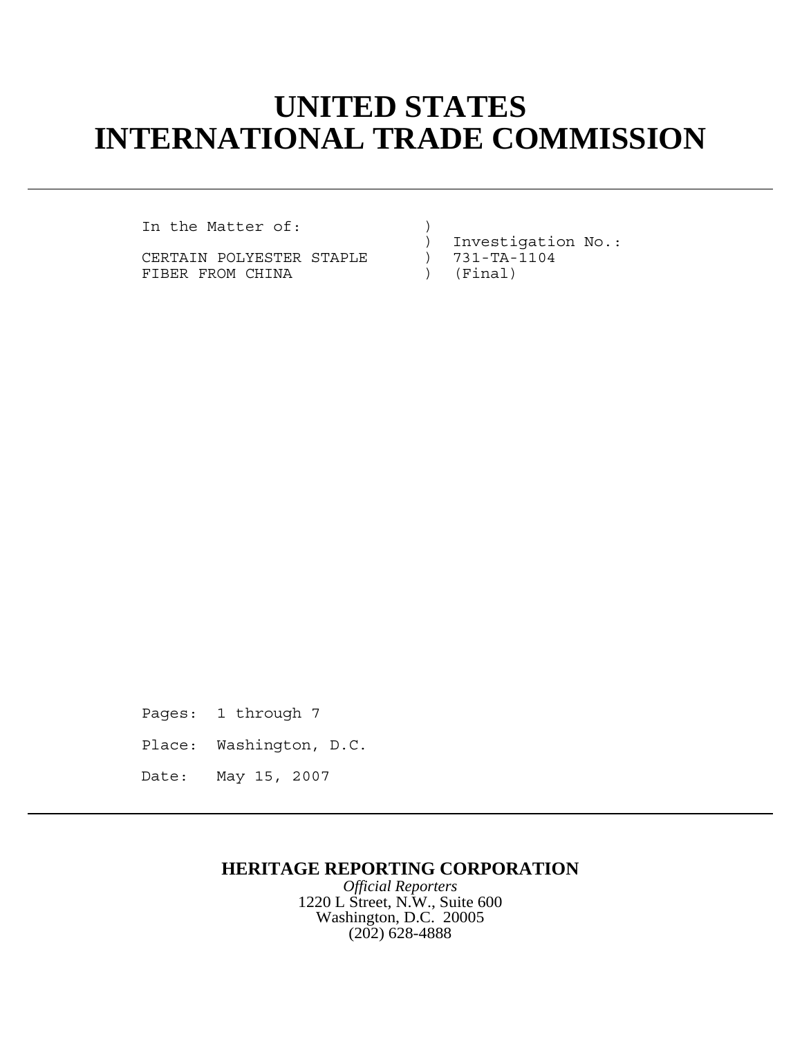# UNITED STATES INTERNATIONAL TRADE COMMISSION

```
In the Matter of:              )
                               )  Investigation No.:
CERTAIN POLYESTER STAPLE       )  731-TA-1104
FIBER FROM CHINA               )  (Final)
```

Pages: 1 through 7

Place: Washington, D.C.

Date: May 15, 2007

**HERITAGE REPORTING CORPORATION**

*Official Reporters*

1220 L Street, N.W., Suite 600

Washington, D.C. 20005

(202) 628-4888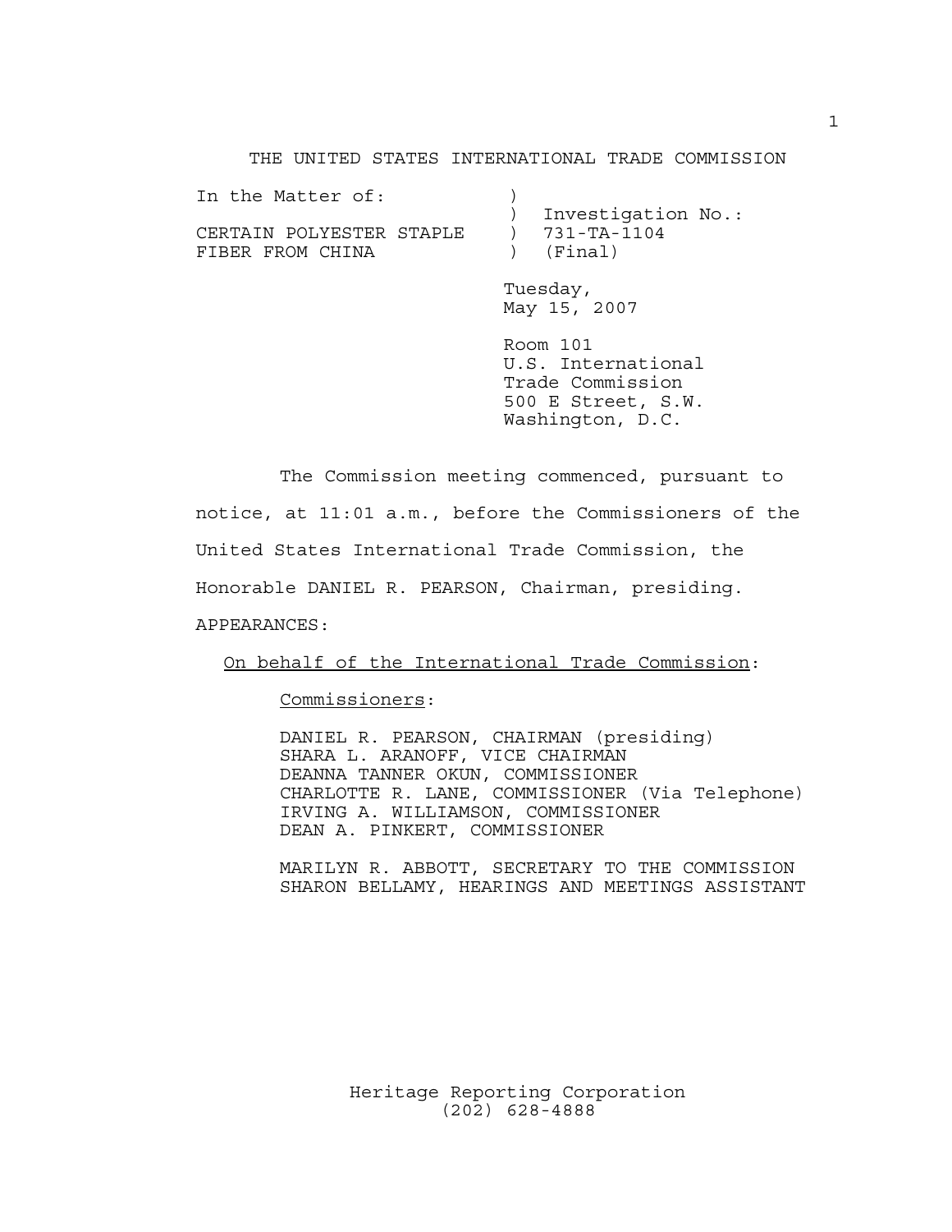THE UNITED STATES INTERNATIONAL TRADE COMMISSION

| In the Matter of: | ) | |
|---|---|---|
| | ) | Investigation No.: |
| CERTAIN POLYESTER STAPLE | ) | 731-TA-1104 |
| FIBER FROM CHINA | ) | (Final) |

Tuesday,
May 15, 2007

Room 101
U.S. International
Trade Commission
500 E Street, S.W.
Washington, D.C.

The Commission meeting commenced, pursuant to notice, at 11:01 a.m., before the Commissioners of the United States International Trade Commission, the Honorable DANIEL R. PEARSON, Chairman, presiding.

APPEARANCES:

On behalf of the International Trade Commission:

Commissioners:

DANIEL R. PEARSON, CHAIRMAN (presiding)
SHARA L. ARANOFF, VICE CHAIRMAN
DEANNA TANNER OKUN, COMMISSIONER
CHARLOTTE R. LANE, COMMISSIONER (Via Telephone)
IRVING A. WILLIAMSON, COMMISSIONER
DEAN A. PINKERT, COMMISSIONER

MARILYN R. ABBOTT, SECRETARY TO THE COMMISSION
SHARON BELLAMY, HEARINGS AND MEETINGS ASSISTANT

Heritage Reporting Corporation
(202) 628-4888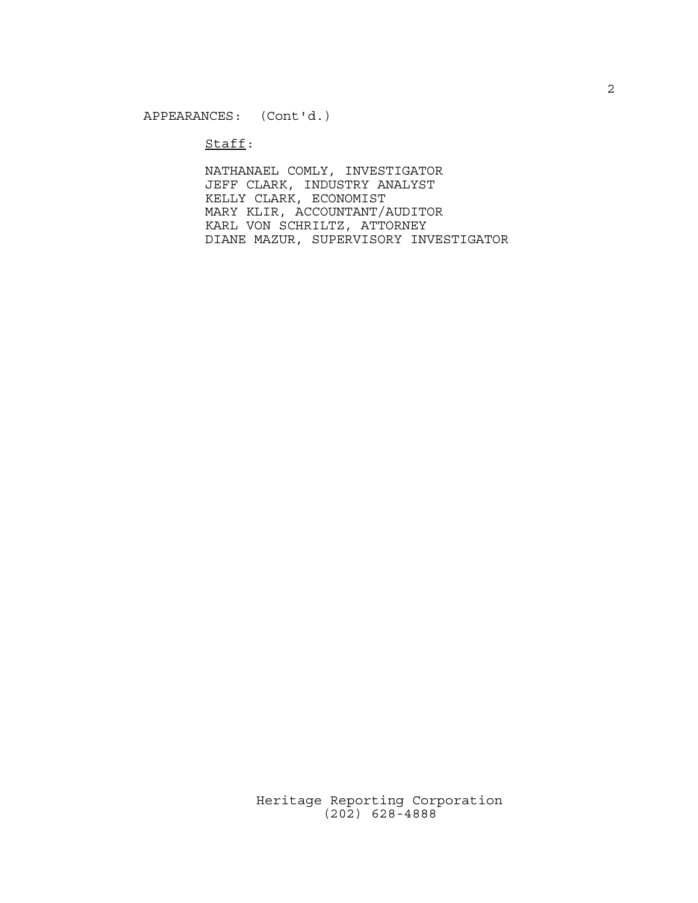APPEARANCES: (Cont'd.)

Staff:

NATHANAEL COMLY, INVESTIGATOR
JEFF CLARK, INDUSTRY ANALYST
KELLY CLARK, ECONOMIST
MARY KLIR, ACCOUNTANT/AUDITOR
KARL VON SCHRILTZ, ATTORNEY
DIANE MAZUR, SUPERVISORY INVESTIGATOR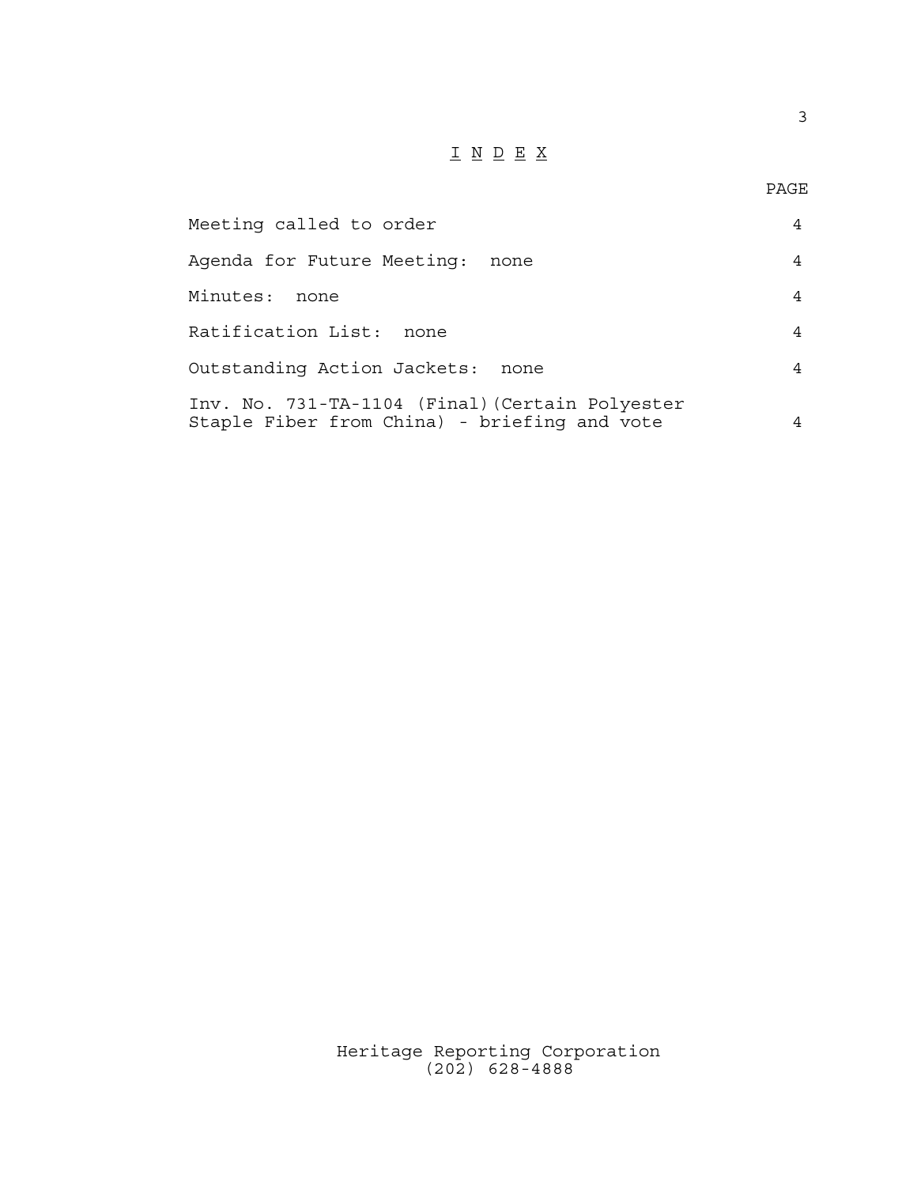# INDEX

| | PAGE |
|---|---|
| Meeting called to order | 4 |
| Agenda for Future Meeting: none | 4 |
| Minutes: none | 4 |
| Ratification List: none | 4 |
| Outstanding Action Jackets: none | 4 |
| Inv. No. 731-TA-1104 (Final)(Certain Polyester Staple Fiber from China) - briefing and vote | 4 |

Heritage Reporting Corporation
(202) 628-4888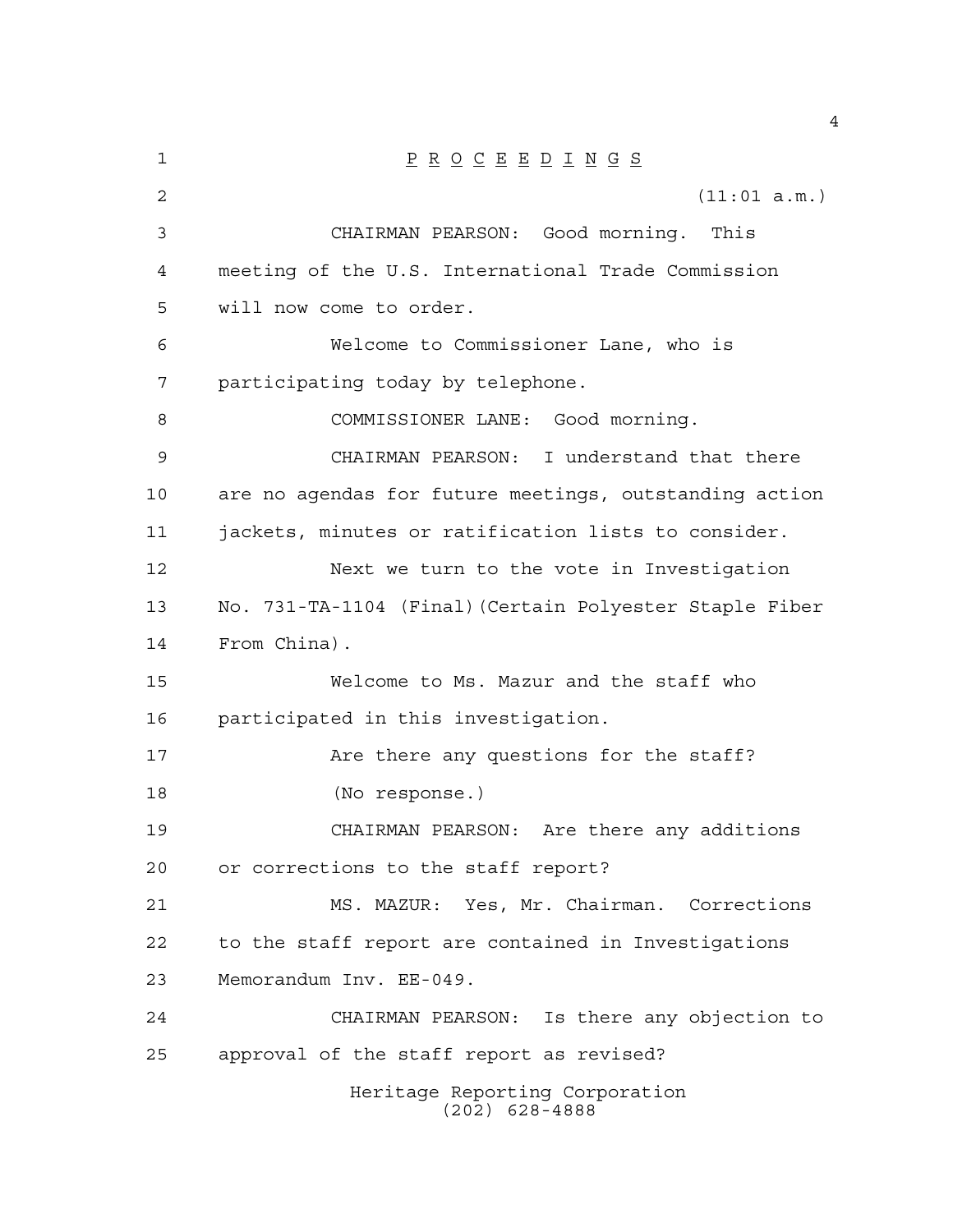# PROCEEDINGS

(11:01 a.m.)

CHAIRMAN PEARSON: Good morning. This meeting of the U.S. International Trade Commission will now come to order.

Welcome to Commissioner Lane, who is participating today by telephone.

COMMISSIONER LANE: Good morning.

CHAIRMAN PEARSON: I understand that there are no agendas for future meetings, outstanding action jackets, minutes or ratification lists to consider.

Next we turn to the vote in Investigation No. 731-TA-1104 (Final)(Certain Polyester Staple Fiber From China).

Welcome to Ms. Mazur and the staff who participated in this investigation.

Are there any questions for the staff?

(No response.)

CHAIRMAN PEARSON: Are there any additions or corrections to the staff report?

MS. MAZUR: Yes, Mr. Chairman. Corrections to the staff report are contained in Investigations Memorandum Inv. EE-049.

CHAIRMAN PEARSON: Is there any objection to approval of the staff report as revised?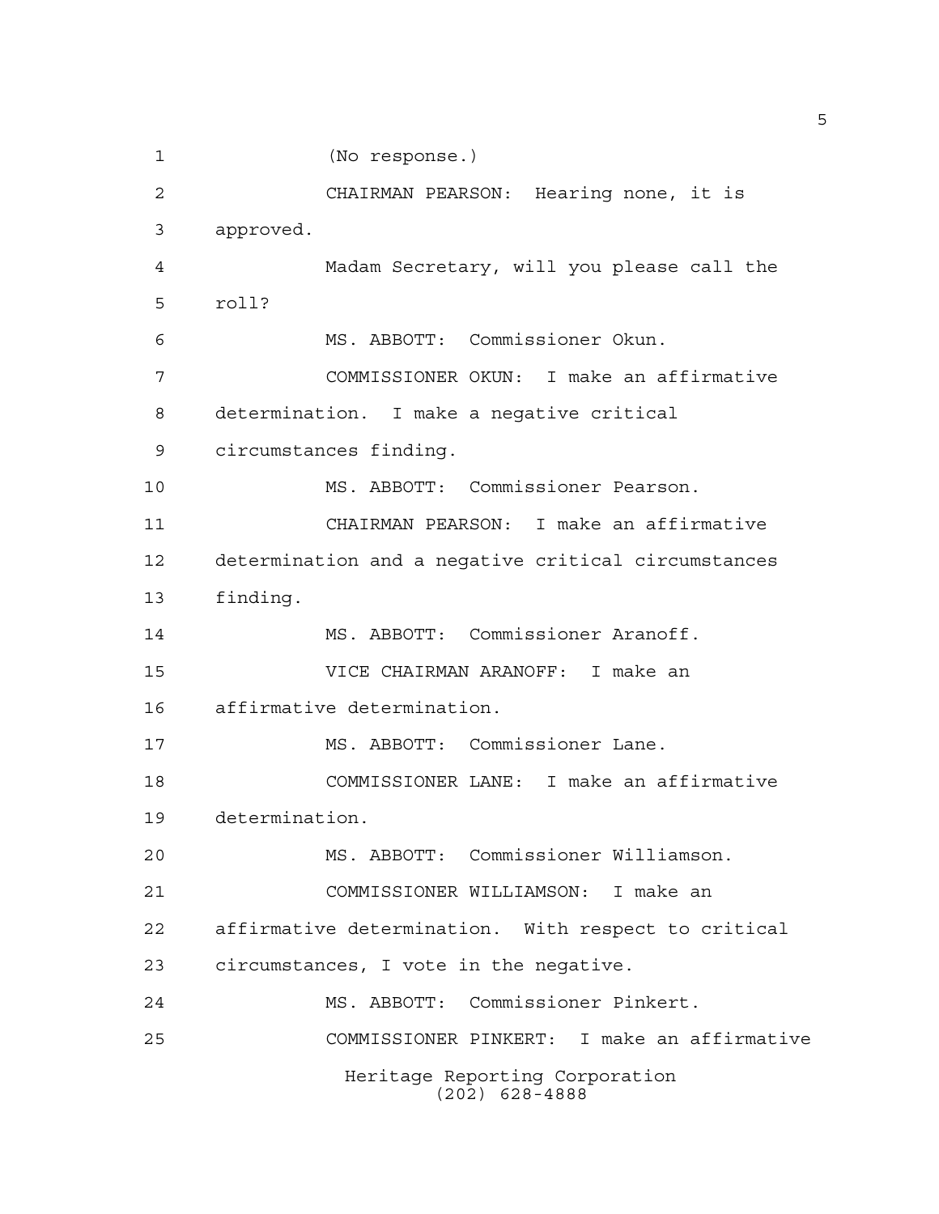(No response.)

CHAIRMAN PEARSON: Hearing none, it is approved.

Madam Secretary, will you please call the roll?

MS. ABBOTT: Commissioner Okun.

COMMISSIONER OKUN: I make an affirmative determination. I make a negative critical circumstances finding.

MS. ABBOTT: Commissioner Pearson.

CHAIRMAN PEARSON: I make an affirmative determination and a negative critical circumstances finding.

MS. ABBOTT: Commissioner Aranoff.

VICE CHAIRMAN ARANOFF: I make an affirmative determination.

MS. ABBOTT: Commissioner Lane.

COMMISSIONER LANE: I make an affirmative determination.

MS. ABBOTT: Commissioner Williamson.

COMMISSIONER WILLIAMSON: I make an affirmative determination. With respect to critical circumstances, I vote in the negative.

MS. ABBOTT: Commissioner Pinkert.

COMMISSIONER PINKERT: I make an affirmative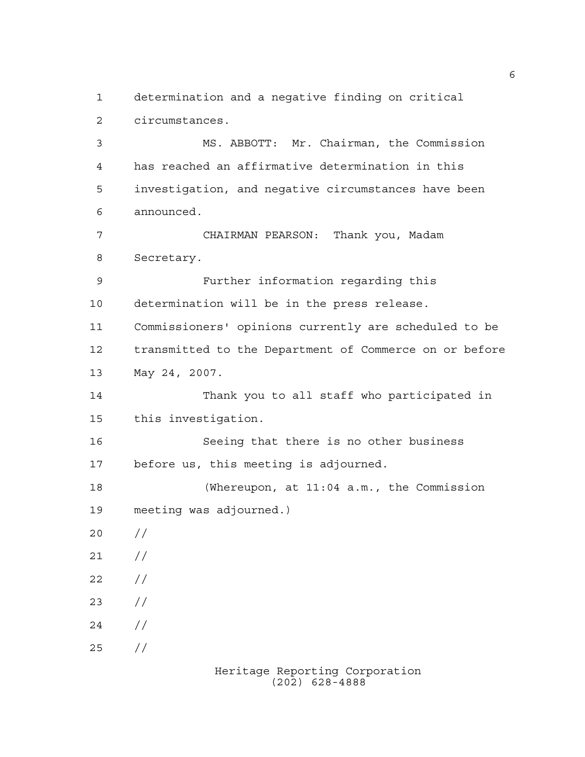determination and a negative finding on critical circumstances.

MS. ABBOTT: Mr. Chairman, the Commission has reached an affirmative determination in this investigation, and negative circumstances have been announced.

CHAIRMAN PEARSON: Thank you, Madam Secretary.

Further information regarding this determination will be in the press release. Commissioners' opinions currently are scheduled to be transmitted to the Department of Commerce on or before May 24, 2007.

Thank you to all staff who participated in this investigation.

Seeing that there is no other business before us, this meeting is adjourned.

(Whereupon, at 11:04 a.m., the Commission meeting was adjourned.)

//

//

//

//

//

//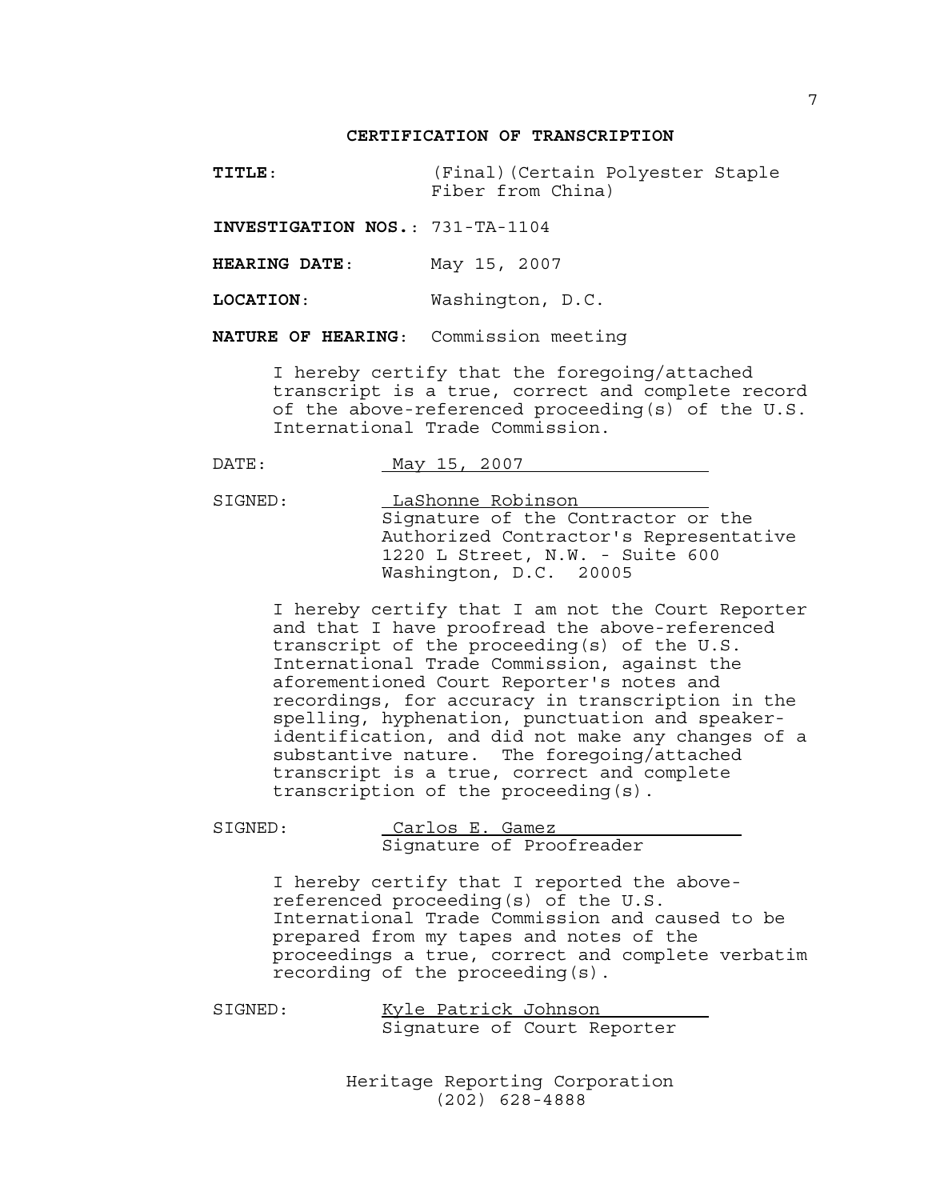## CERTIFICATION OF TRANSCRIPTION

**TITLE**: (Final)(Certain Polyester Staple Fiber from China)

**INVESTIGATION NOS.**: 731-TA-1104

**HEARING DATE**: May 15, 2007

**LOCATION**: Washington, D.C.

**NATURE OF HEARING**: Commission meeting

I hereby certify that the foregoing/attached transcript is a true, correct and complete record of the above-referenced proceeding(s) of the U.S. International Trade Commission.

DATE: May 15, 2007

SIGNED: LaShonne Robinson
Signature of the Contractor or the Authorized Contractor's Representative
1220 L Street, N.W. - Suite 600
Washington, D.C. 20005

I hereby certify that I am not the Court Reporter and that I have proofread the above-referenced transcript of the proceeding(s) of the U.S. International Trade Commission, against the aforementioned Court Reporter's notes and recordings, for accuracy in transcription in the spelling, hyphenation, punctuation and speaker-identification, and did not make any changes of a substantive nature. The foregoing/attached transcript is a true, correct and complete transcription of the proceeding(s).

SIGNED: Carlos E. Gamez
Signature of Proofreader

I hereby certify that I reported the above-referenced proceeding(s) of the U.S. International Trade Commission and caused to be prepared from my tapes and notes of the proceedings a true, correct and complete verbatim recording of the proceeding(s).

SIGNED: Kyle Patrick Johnson
Signature of Court Reporter